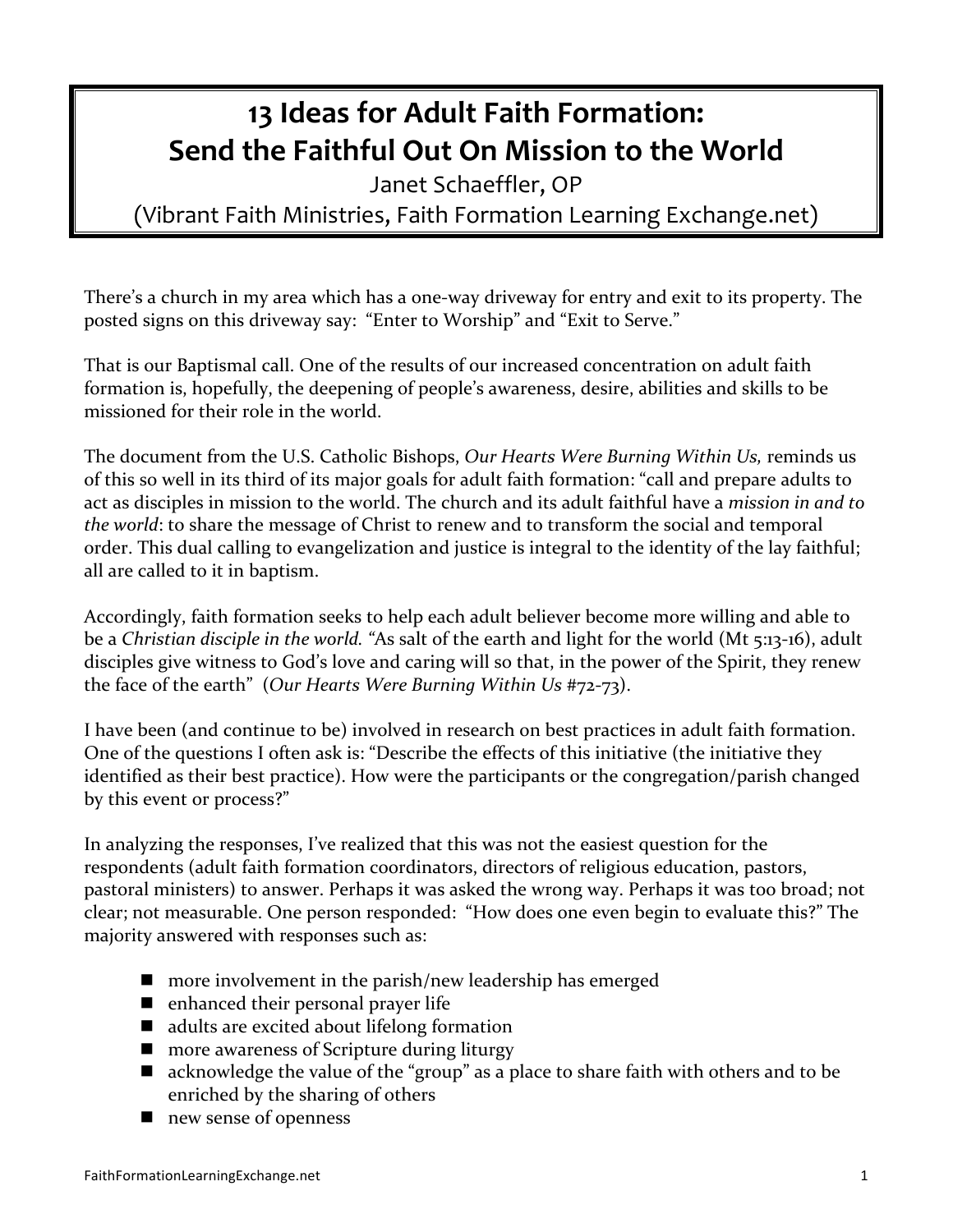# 13 Ideas for Adult Faith Formation: Send the Faithful Out On Mission to the World

Janet Schaeffler, OP

(Vibrant Faith Ministries, Faith Formation Learning Exchange.net)

There's a church in my area which has a one-way driveway for entry and exit to its property. The posted signs on this driveway say: "Enter to Worship" and "Exit to Serve."

That is our Baptismal call. One of the results of our increased concentration on adult faith formation is, hopefully, the deepening of people's awareness, desire, abilities and skills to be missioned for their role in the world.

The document from the U.S. Catholic Bishops, *Our Hearts Were Burning Within Us,* reminds us of this so well in its third of its major goals for adult faith formation: "call and prepare adults to act as disciples in mission to the world. The church and its adult faithful have a *mission in and to the world*: to share the message of Christ to renew and to transform the social and temporal order. This dual calling to evangelization and justice is integral to the identity of the lay faithful; all are called to it in baptism.

Accordingly, faith formation seeks to help each adult believer become more willing and able to be a *Christian disciple in the world.* "As salt of the earth and light for the world (Mt 5:13-16), adult disciples give witness to God's love and caring will so that, in the power of the Spirit, they renew the face of the earth" (*Our Hearts Were Burning Within Us* #72-73).

I have been (and continue to be) involved in research on best practices in adult faith formation. One of the questions I often ask is: "Describe the effects of this initiative (the initiative they identified as their best practice). How were the participants or the congregation/parish changed by this event or process?"

In analyzing the responses, I've realized that this was not the easiest question for the respondents (adult faith formation coordinators, directors of religious education, pastors, pastoral ministers) to answer. Perhaps it was asked the wrong way. Perhaps it was too broad; not clear; not measurable. One person responded: "How does one even begin to evaluate this?" The majority answered with responses such as:

- more involvement in the parish/new leadership has emerged
- enhanced their personal prayer life
- adults are excited about lifelong formation
- more awareness of Scripture during liturgy
- acknowledge the value of the "group" as a place to share faith with others and to be enriched by the sharing of others
- new sense of openness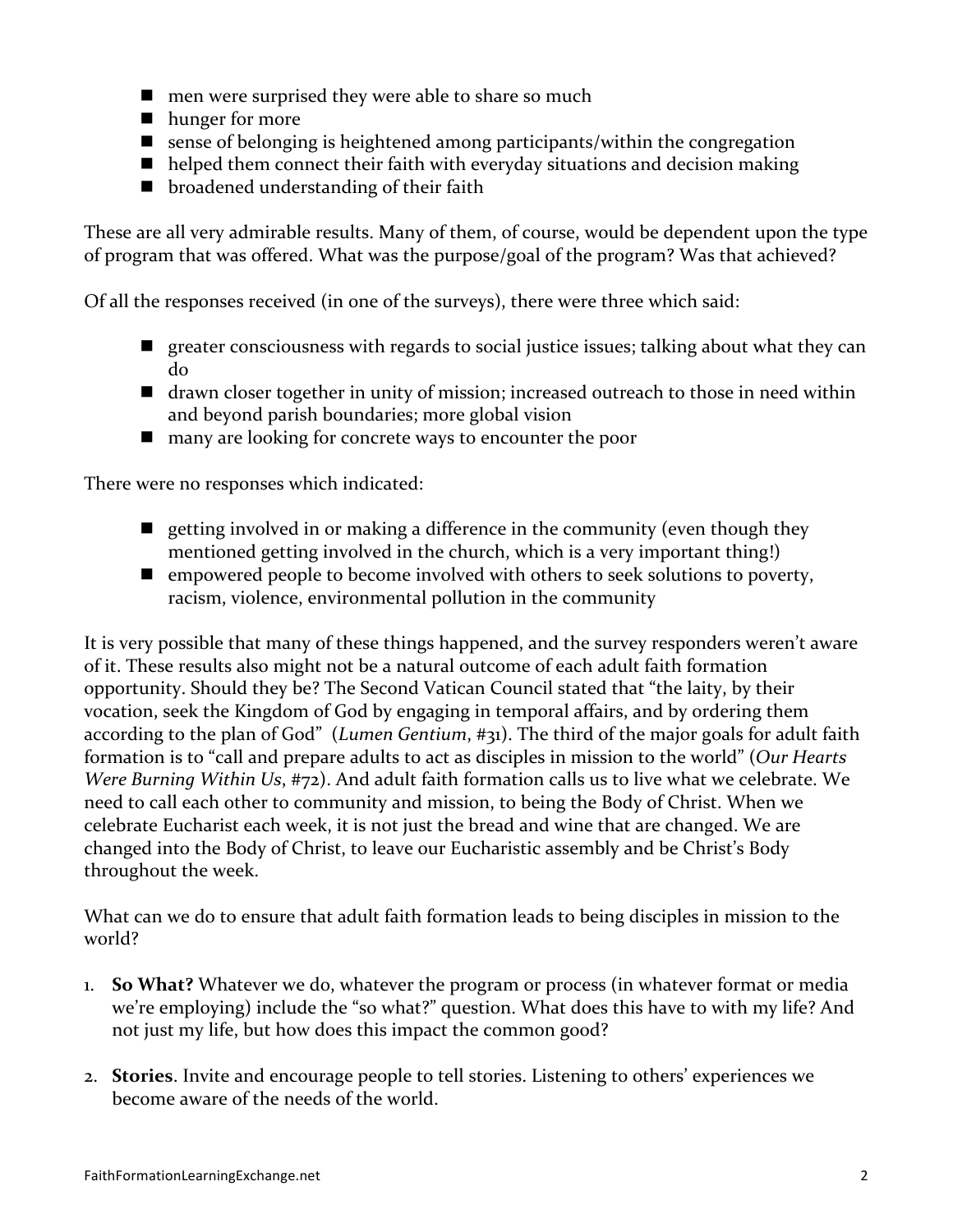- men were surprised they were able to share so much
- hunger for more
- sense of belonging is heightened among participants/within the congregation
- helped them connect their faith with everyday situations and decision making
- broadened understanding of their faith

These are all very admirable results. Many of them, of course, would be dependent upon the type of program that was offered. What was the purpose/goal of the program? Was that achieved?

Of all the responses received (in one of the surveys), there were three which said:

- greater consciousness with regards to social justice issues; talking about what they can do
- drawn closer together in unity of mission; increased outreach to those in need within and beyond parish boundaries; more global vision
- many are looking for concrete ways to encounter the poor

There were no responses which indicated:

- getting involved in or making a difference in the community (even though they mentioned getting involved in the church, which is a very important thing!)
- empowered people to become involved with others to seek solutions to poverty, racism, violence, environmental pollution in the community

It is very possible that many of these things happened, and the survey responders weren't aware of it. These results also might not be a natural outcome of each adult faith formation opportunity. Should they be? The Second Vatican Council stated that "the laity, by their vocation, seek the Kingdom of God by engaging in temporal affairs, and by ordering them according to the plan of God" (*Lumen Gentium*, #31). The third of the major goals for adult faith formation is to "call and prepare adults to act as disciples in mission to the world" (*Our Hearts Were Burning Within Us*, #72). And adult faith formation calls us to live what we celebrate. We need to call each other to community and mission, to being the Body of Christ. When we celebrate Eucharist each week, it is not just the bread and wine that are changed. We are changed into the Body of Christ, to leave our Eucharistic assembly and be Christ's Body throughout the week.

What can we do to ensure that adult faith formation leads to being disciples in mission to the world?

1. **So What?** Whatever we do, whatever the program or process (in whatever format or media we're employing) include the "so what?" question. What does this have to with my life? And not just my life, but how does this impact the common good?

2. **Stories**. Invite and encourage people to tell stories. Listening to others' experiences we become aware of the needs of the world.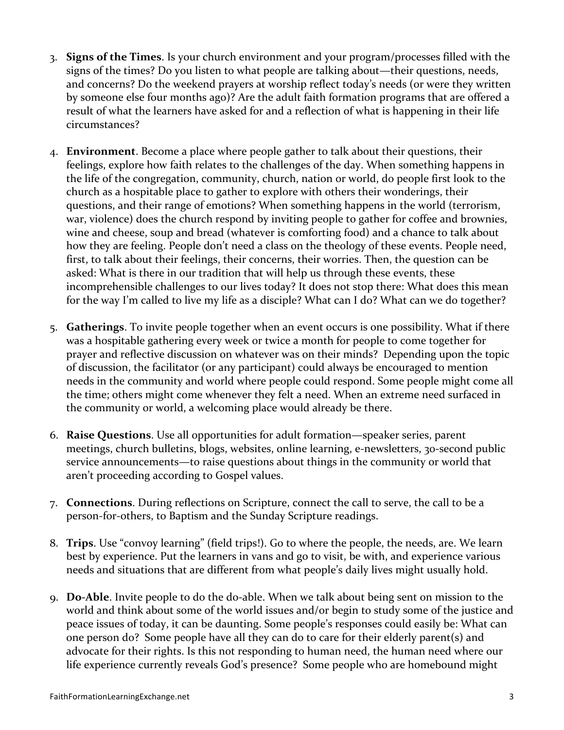3. **Signs of the Times**. Is your church environment and your program/processes filled with the signs of the times? Do you listen to what people are talking about—their questions, needs, and concerns? Do the weekend prayers at worship reflect today's needs (or were they written by someone else four months ago)? Are the adult faith formation programs that are offered a result of what the learners have asked for and a reflection of what is happening in their life circumstances?

4. **Environment**. Become a place where people gather to talk about their questions, their feelings, explore how faith relates to the challenges of the day. When something happens in the life of the congregation, community, church, nation or world, do people first look to the church as a hospitable place to gather to explore with others their wonderings, their questions, and their range of emotions? When something happens in the world (terrorism, war, violence) does the church respond by inviting people to gather for coffee and brownies, wine and cheese, soup and bread (whatever is comforting food) and a chance to talk about how they are feeling. People don't need a class on the theology of these events. People need, first, to talk about their feelings, their concerns, their worries. Then, the question can be asked: What is there in our tradition that will help us through these events, these incomprehensible challenges to our lives today? It does not stop there: What does this mean for the way I'm called to live my life as a disciple? What can I do? What can we do together?

5. **Gatherings**. To invite people together when an event occurs is one possibility. What if there was a hospitable gathering every week or twice a month for people to come together for prayer and reflective discussion on whatever was on their minds? Depending upon the topic of discussion, the facilitator (or any participant) could always be encouraged to mention needs in the community and world where people could respond. Some people might come all the time; others might come whenever they felt a need. When an extreme need surfaced in the community or world, a welcoming place would already be there.

6. **Raise Questions**. Use all opportunities for adult formation—speaker series, parent meetings, church bulletins, blogs, websites, online learning, e-newsletters, 30-second public service announcements—to raise questions about things in the community or world that aren't proceeding according to Gospel values.

7. **Connections**. During reflections on Scripture, connect the call to serve, the call to be a person-for-others, to Baptism and the Sunday Scripture readings.

8. **Trips**. Use "convoy learning" (field trips!). Go to where the people, the needs, are. We learn best by experience. Put the learners in vans and go to visit, be with, and experience various needs and situations that are different from what people's daily lives might usually hold.

9. **Do-Able**. Invite people to do the do-able. When we talk about being sent on mission to the world and think about some of the world issues and/or begin to study some of the justice and peace issues of today, it can be daunting. Some people's responses could easily be: What can one person do? Some people have all they can do to care for their elderly parent(s) and advocate for their rights. Is this not responding to human need, the human need where our life experience currently reveals God's presence? Some people who are homebound might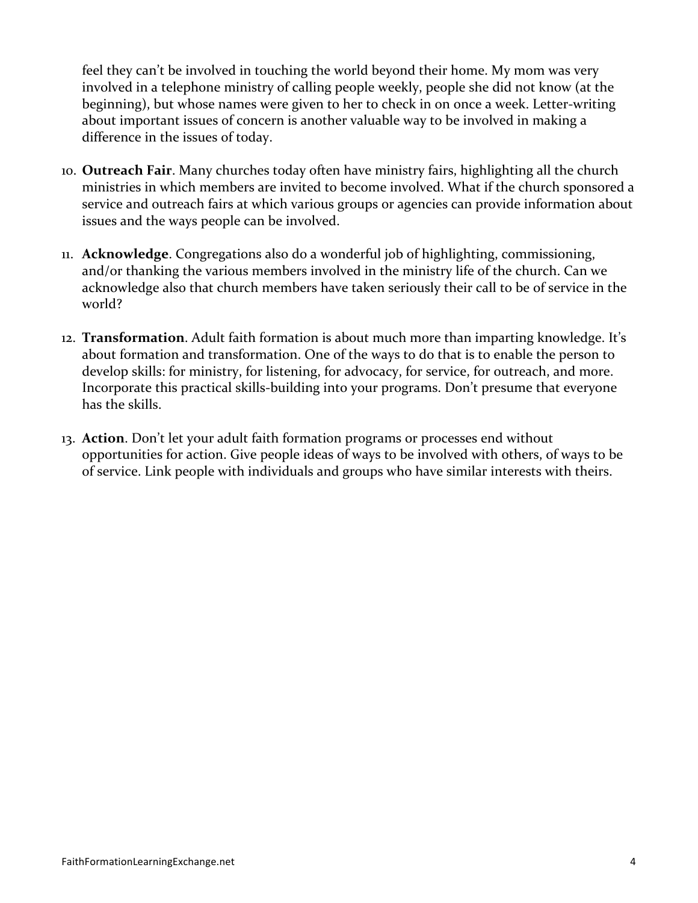feel they can't be involved in touching the world beyond their home. My mom was very involved in a telephone ministry of calling people weekly, people she did not know (at the beginning), but whose names were given to her to check in on once a week. Letter-writing about important issues of concern is another valuable way to be involved in making a difference in the issues of today.

10. **Outreach Fair**. Many churches today often have ministry fairs, highlighting all the church ministries in which members are invited to become involved. What if the church sponsored a service and outreach fairs at which various groups or agencies can provide information about issues and the ways people can be involved.

11. **Acknowledge**. Congregations also do a wonderful job of highlighting, commissioning, and/or thanking the various members involved in the ministry life of the church. Can we acknowledge also that church members have taken seriously their call to be of service in the world?

12. **Transformation**. Adult faith formation is about much more than imparting knowledge. It's about formation and transformation. One of the ways to do that is to enable the person to develop skills: for ministry, for listening, for advocacy, for service, for outreach, and more. Incorporate this practical skills-building into your programs. Don't presume that everyone has the skills.

13. **Action**. Don't let your adult faith formation programs or processes end without opportunities for action. Give people ideas of ways to be involved with others, of ways to be of service. Link people with individuals and groups who have similar interests with theirs.